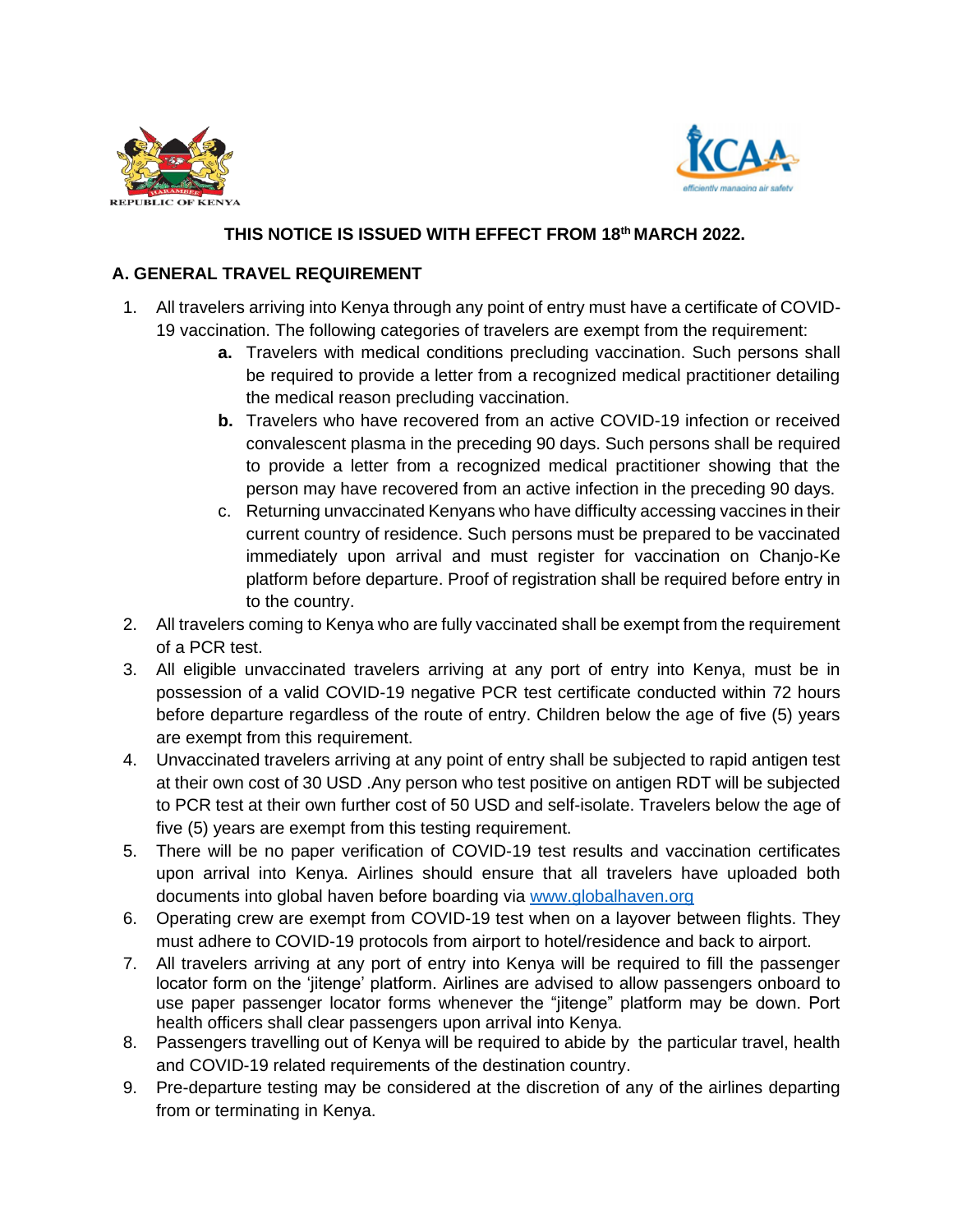**THIS NOTICE IS ISSUED WITH EFFECT FROM 18th MARCH 2022.**

## A. GENERAL TRAVEL REQUIREMENT

1. All travelers arriving into Kenya through any point of entry must have a certificate of COVID-19 vaccination. The following categories of travelers are exempt from the requirement:
   - **a.** Travelers with medical conditions precluding vaccination. Such persons shall be required to provide a letter from a recognized medical practitioner detailing the medical reason precluding vaccination.
   - **b.** Travelers who have recovered from an active COVID-19 infection or received convalescent plasma in the preceding 90 days. Such persons shall be required to provide a letter from a recognized medical practitioner showing that the person may have recovered from an active infection in the preceding 90 days.
   - c. Returning unvaccinated Kenyans who have difficulty accessing vaccines in their current country of residence. Such persons must be prepared to be vaccinated immediately upon arrival and must register for vaccination on Chanjo-Ke platform before departure. Proof of registration shall be required before entry in to the country.
2. All travelers coming to Kenya who are fully vaccinated shall be exempt from the requirement of a PCR test.
3. All eligible unvaccinated travelers arriving at any port of entry into Kenya, must be in possession of a valid COVID-19 negative PCR test certificate conducted within 72 hours before departure regardless of the route of entry. Children below the age of five (5) years are exempt from this requirement.
4. Unvaccinated travelers arriving at any point of entry shall be subjected to rapid antigen test at their own cost of 30 USD .Any person who test positive on antigen RDT will be subjected to PCR test at their own further cost of 50 USD and self-isolate. Travelers below the age of five (5) years are exempt from this testing requirement.
5. There will be no paper verification of COVID-19 test results and vaccination certificates upon arrival into Kenya. Airlines should ensure that all travelers have uploaded both documents into global haven before boarding via [www.globalhaven.org](www.globalhaven.org)
6. Operating crew are exempt from COVID-19 test when on a layover between flights. They must adhere to COVID-19 protocols from airport to hotel/residence and back to airport.
7. All travelers arriving at any port of entry into Kenya will be required to fill the passenger locator form on the 'jitenge' platform. Airlines are advised to allow passengers onboard to use paper passenger locator forms whenever the "jitenge" platform may be down. Port health officers shall clear passengers upon arrival into Kenya.
8. Passengers travelling out of Kenya will be required to abide by the particular travel, health and COVID-19 related requirements of the destination country.
9. Pre-departure testing may be considered at the discretion of any of the airlines departing from or terminating in Kenya.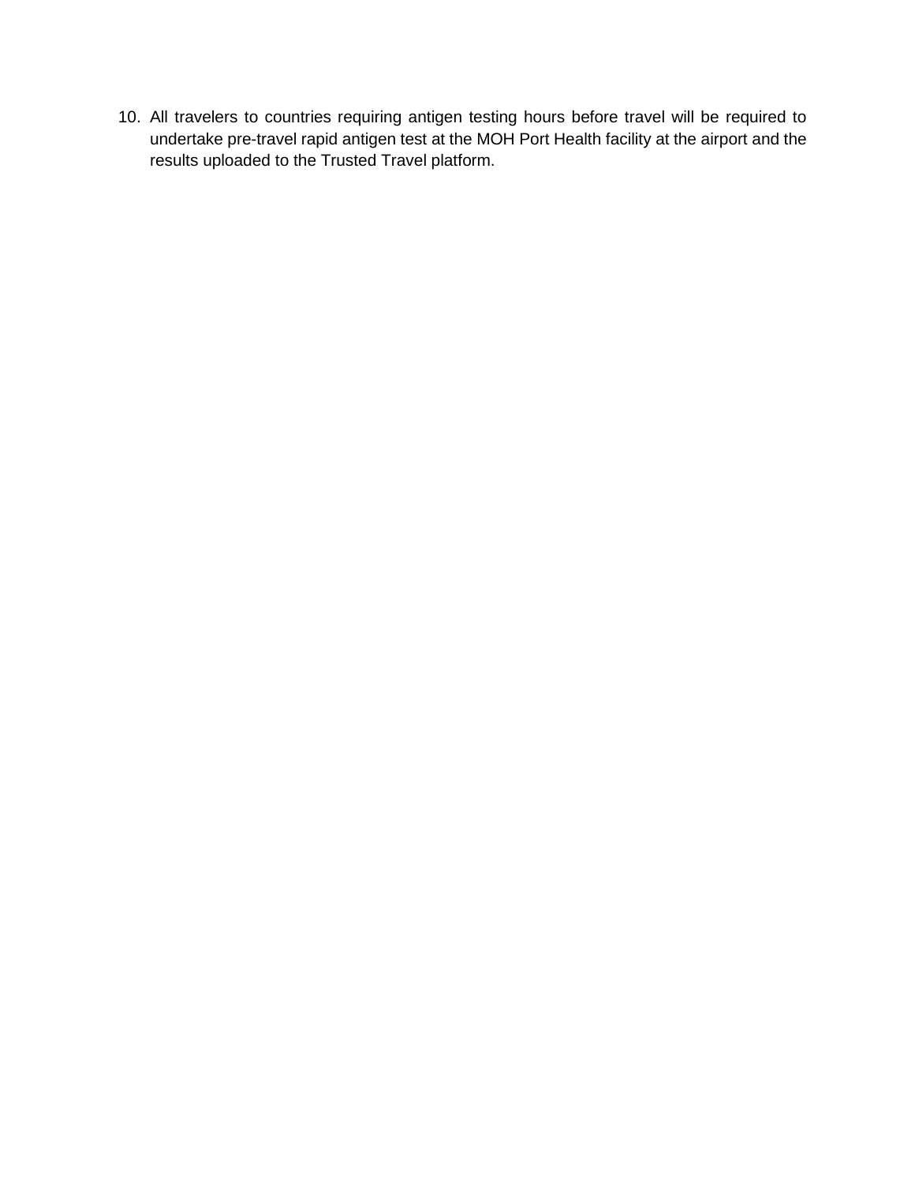10. All travelers to countries requiring antigen testing hours before travel will be required to undertake pre-travel rapid antigen test at the MOH Port Health facility at the airport and the results uploaded to the Trusted Travel platform.